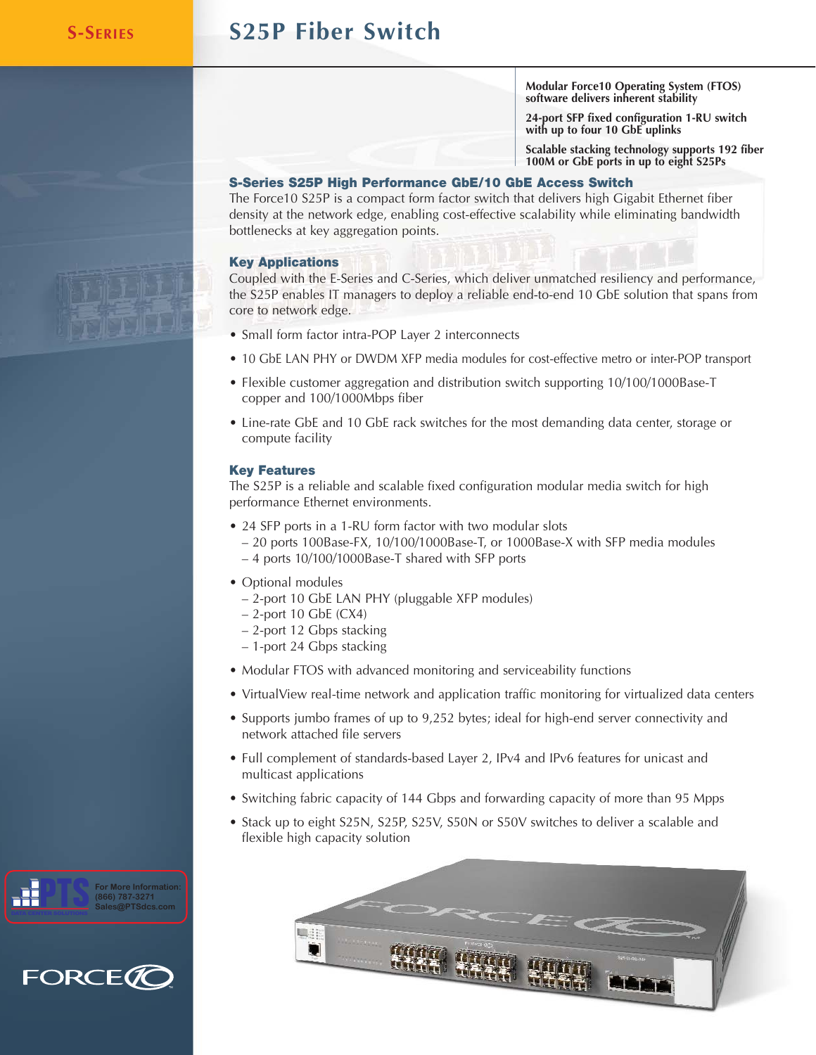S-SERIES

# S25P Fiber Switch

**Modular Force10 Operating System (FTOS) software delivers inherent stability**

**24-port SFP fixed configuration 1-RU switch with up to four 10 GbE uplinks**

**Scalable stacking technology supports 192 fiber 100M or GbE ports in up to eight S25Ps**

## S-Series S25P High Performance GbE/10 GbE Access Switch

The Force10 S25P is a compact form factor switch that delivers high Gigabit Ethernet fiber density at the network edge, enabling cost-effective scalability while eliminating bandwidth bottlenecks at key aggregation points.

## Key Applications

Coupled with the E-Series and C-Series, which deliver unmatched resiliency and performance, the S25P enables IT managers to deploy a reliable end-to-end 10 GbE solution that spans from core to network edge.

- Small form factor intra-POP Layer 2 interconnects
- 10 GbE LAN PHY or DWDM XFP media modules for cost-effective metro or inter-POP transport
- Flexible customer aggregation and distribution switch supporting 10/100/1000Base-T copper and 100/1000Mbps fiber
- Line-rate GbE and 10 GbE rack switches for the most demanding data center, storage or compute facility

## Key Features

The S25P is a reliable and scalable fixed configuration modular media switch for high performance Ethernet environments.

- 24 SFP ports in a 1-RU form factor with two modular slots
  - 20 ports 100Base-FX, 10/100/1000Base-T, or 1000Base-X with SFP media modules
  - 4 ports 10/100/1000Base-T shared with SFP ports
- Optional modules
  - 2-port 10 GbE LAN PHY (pluggable XFP modules)
  - 2-port 10 GbE (CX4)
  - 2-port 12 Gbps stacking
  - 1-port 24 Gbps stacking
- Modular FTOS with advanced monitoring and serviceability functions
- VirtualView real-time network and application traffic monitoring for virtualized data centers
- Supports jumbo frames of up to 9,252 bytes; ideal for high-end server connectivity and network attached file servers
- Full complement of standards-based Layer 2, IPv4 and IPv6 features for unicast and multicast applications
- Switching fabric capacity of 144 Gbps and forwarding capacity of more than 95 Mpps
- Stack up to eight S25N, S25P, S25V, S50N or S50V switches to deliver a scalable and flexible high capacity solution

For More Information:
(866) 787-3271
Sales@PTSdcs.com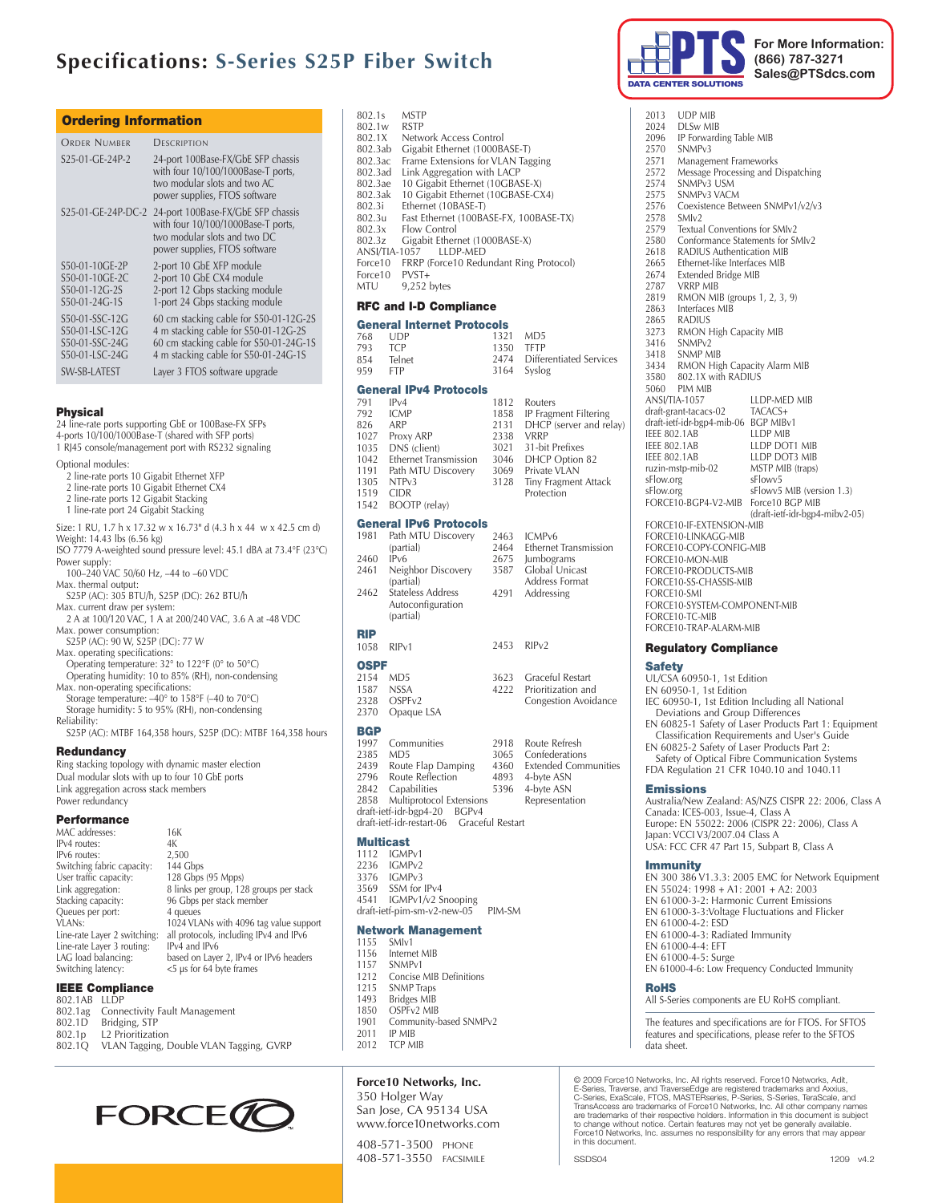# Specifications: S-Series S25P Fiber Switch

PTS DATA CENTER SOLUTIONS

For More Information:
(866) 787-3271
Sales@PTSdcs.com

## Ordering Information

| Order Number | Description |
|---|---|
| S25-01-GE-24P-2 | 24-port 100Base-FX/GbE SFP chassis with four 10/100/1000Base-T ports, two modular slots and two AC power supplies, FTOS software |
| S25-01-GE-24P-DC-2 | 24-port 100Base-FX/GbE SFP chassis with four 10/100/1000Base-T ports, two modular slots and two DC power supplies, FTOS software |
| S50-01-10GE-2P | 2-port 10 GbE XFP module |
| S50-01-10GE-2C | 2-port 10 GbE CX4 module |
| S50-01-12G-2S | 2-port 12 Gbps stacking module |
| S50-01-24G-1S | 1-port 24 Gbps stacking module |
| S50-01-SSC-12G | 60 cm stacking cable for S50-01-12G-2S |
| S50-01-LSC-12G | 4 m stacking cable for S50-01-12G-2S |
| S50-01-SSC-24G | 60 cm stacking cable for S50-01-24G-1S |
| S50-01-LSC-24G | 4 m stacking cable for S50-01-24G-1S |
| SW-SB-LATEST | Layer 3 FTOS software upgrade |

## Physical

24 line-rate ports supporting GbE or 100Base-FX SFPs
4-ports 10/100/1000Base-T (shared with SFP ports)
1 RJ45 console/management port with RS232 signaling

Optional modules:
- 2 line-rate ports 10 Gigabit Ethernet XFP
- 2 line-rate ports 10 Gigabit Ethernet CX4
- 2 line-rate ports 12 Gigabit Stacking
- 1 line-rate port 24 Gigabit Stacking

Size: 1 RU, 1.7 h x 17.32 w x 16.73" d (4.3 h x 44 w x 42.5 cm d)
Weight: 14.43 lbs (6.56 kg)
ISO 7779 A-weighted sound pressure level: 45.1 dBA at 73.4°F (23°C)
Power supply:
  100–240 VAC 50/60 Hz, –44 to –60 VDC
Max. thermal output:
  S25P (AC): 305 BTU/h, S25P (DC): 262 BTU/h
Max. current draw per system:
  2 A at 100/120 VAC, 1 A at 200/240 VAC, 3.6 A at -48 VDC
Max. power consumption:
  S25P (AC): 90 W, S25P (DC): 77 W
Max. operating specifications:
  Operating temperature: 32° to 122°F (0° to 50°C)
  Operating humidity: 10 to 85% (RH), non-condensing
Max. non-operating specifications:
  Storage temperature: –40° to 158°F (–40 to 70°C)
  Storage humidity: 5 to 95% (RH), non-condensing
Reliability:
  S25P (AC): MTBF 164,358 hours, S25P (DC): MTBF 164,358 hours

## Redundancy

Ring stacking topology with dynamic master election
Dual modular slots with up to four 10 GbE ports
Link aggregation across stack members
Power redundancy

## Performance

| | |
|---|---|
| MAC addresses: | 16K |
| IPv4 routes: | 4K |
| IPv6 routes: | 2,500 |
| Switching fabric capacity: | 144 Gbps |
| User traffic capacity: | 128 Gbps (95 Mpps) |
| Link aggregation: | 8 links per group, 128 groups per stack |
| Stacking capacity: | 96 Gbps per stack member |
| Queues per port: | 4 queues |
| VLANs: | 1024 VLANs with 4096 tag value support |
| Line-rate Layer 2 switching: | all protocols, including IPv4 and IPv6 |
| Line-rate Layer 3 routing: | IPv4 and IPv6 |
| LAG load balancing: | based on Layer 2, IPv4 or IPv6 headers |
| Switching latency: | <5 µs for 64 byte frames |

## IEEE Compliance

| | |
|---|---|
| 802.1AB | LLDP |
| 802.1ag | Connectivity Fault Management |
| 802.1D | Bridging, STP |
| 802.1p | L2 Prioritization |
| 802.1Q | VLAN Tagging, Double VLAN Tagging, GVRP |
| 802.1s | MSTP |
| 802.1w | RSTP |
| 802.1X | Network Access Control |
| 802.3ab | Gigabit Ethernet (1000BASE-T) |
| 802.3ac | Frame Extensions for VLAN Tagging |
| 802.3ad | Link Aggregation with LACP |
| 802.3ae | 10 Gigabit Ethernet (10GBASE-X) |
| 802.3ak | 10 Gigabit Ethernet (10GBASE-CX4) |
| 802.3i | Ethernet (10BASE-T) |
| 802.3u | Fast Ethernet (100BASE-FX, 100BASE-TX) |
| 802.3x | Flow Control |
| 802.3z | Gigabit Ethernet (1000BASE-X) |
| ANSI/TIA-1057 | LLDP-MED |
| Force10 | FRRP (Force10 Redundant Ring Protocol) |
| Force10 | PVST+ |
| MTU | 9,252 bytes |

## RFC and I-D Compliance

### General Internet Protocols

| | | | |
|---|---|---|---|
| 768 | UDP | 1321 | MD5 |
| 793 | TCP | 1350 | TFTP |
| 854 | Telnet | 2474 | Differentiated Services |
| 959 | FTP | 3164 | Syslog |

### General IPv4 Protocols

| | | | |
|---|---|---|---|
| 791 | IPv4 | 1812 | Routers |
| 792 | ICMP | 1858 | IP Fragment Filtering |
| 826 | ARP | 2131 | DHCP (server and relay) |
| 1027 | Proxy ARP | 2338 | VRRP |
| 1035 | DNS (client) | 3021 | 31-bit Prefixes |
| 1042 | Ethernet Transmission | 3046 | DHCP Option 82 |
| 1191 | Path MTU Discovery | 3069 | Private VLAN |
| 1305 | NTPv3 | 3128 | Tiny Fragment Attack Protection |
| 1519 | CIDR | | |
| 1542 | BOOTP (relay) | | |

### General IPv6 Protocols

| | | | |
|---|---|---|---|
| 1981 | Path MTU Discovery (partial) | 2463 | ICMPv6 |
| | | 2464 | Ethernet Transmission |
| 2460 | IPv6 | 2675 | Jumbograms |
| 2461 | Neighbor Discovery (partial) | 3587 | Global Unicast Address Format |
| 2462 | Stateless Address Autoconfiguration (partial) | 4291 | Addressing |

### RIP

| | | | |
|---|---|---|---|
| 1058 | RIPv1 | 2453 | RIPv2 |

### OSPF

| | | | |
|---|---|---|---|
| 2154 | MD5 | 3623 | Graceful Restart |
| 1587 | NSSA | 4222 | Prioritization and Congestion Avoidance |
| 2328 | OSPFv2 | | |
| 2370 | Opaque LSA | | |

### BGP

| | | | |
|---|---|---|---|
| 1997 | Communities | 2918 | Route Refresh |
| 2385 | MD5 | 3065 | Confederations |
| 2439 | Route Flap Damping | 4360 | Extended Communities |
| 2796 | Route Reflection | 4893 | 4-byte ASN |
| 2842 | Capabilities | 5396 | 4-byte ASN Representation |
| 2858 | Multiprotocol Extensions | | |

draft-ietf-idr-bgp4-20 BGPv4
draft-ietf-idr-restart-06 Graceful Restart

### Multicast

| | |
|---|---|
| 1112 | IGMPv1 |
| 2236 | IGMPv2 |
| 3376 | IGMPv3 |
| 3569 | SSM for IPv4 |
| 4541 | IGMPv1/v2 Snooping |
| draft-ietf-pim-sm-v2-new-05 | PIM-SM |

### Network Management

| | |
|---|---|
| 1155 | SMIv1 |
| 1156 | Internet MIB |
| 1157 | SNMPv1 |
| 1212 | Concise MIB Definitions |
| 1215 | SNMP Traps |
| 1493 | Bridges MIB |
| 1850 | OSPFv2 MIB |
| 1901 | Community-based SNMPv2 |
| 2011 | IP MIB |
| 2012 | TCP MIB |
| 2013 | UDP MIB |
| 2024 | DLSw MIB |
| 2096 | IP Forwarding Table MIB |
| 2570 | SNMPv3 |
| 2571 | Management Frameworks |
| 2572 | Message Processing and Dispatching |
| 2574 | SNMPv3 USM |
| 2575 | SNMPv3 VACM |
| 2576 | Coexistence Between SNMPv1/v2/v3 |
| 2578 | SMIv2 |
| 2579 | Textual Conventions for SMIv2 |
| 2580 | Conformance Statements for SMIv2 |
| 2618 | RADIUS Authentication MIB |
| 2665 | Ethernet-like Interfaces MIB |
| 2674 | Extended Bridge MIB |
| 2787 | VRRP MIB |
| 2819 | RMON MIB (groups 1, 2, 3, 9) |
| 2863 | Interfaces MIB |
| 2865 | RADIUS |
| 3273 | RMON High Capacity MIB |
| 3416 | SNMPv2 |
| 3418 | SNMP MIB |
| 3434 | RMON High Capacity Alarm MIB |
| 3580 | 802.1X with RADIUS |
| 5060 | PIM MIB |
| ANSI/TIA-1057 | LLDP-MED MIB |
| draft-grant-tacacs-02 | TACACS+ |
| draft-ietf-idr-bgp4-mib-06 | BGP MIBv1 |
| IEEE 802.1AB | LLDP MIB |
| IEEE 802.1AB | LLDP DOT1 MIB |
| IEEE 802.1AB | LLDP DOT3 MIB |
| ruzin-mstp-mib-02 | MSTP MIB (traps) |
| sFlow.org | sFlowv5 |
| sFlow.org | sFlowv5 MIB (version 1.3) |
| FORCE10-BGP4-V2-MIB | Force10 BGP MIB (draft-ietf-idr-bgp4-mibv2-05) |

FORCE10-IF-EXTENSION-MIB
FORCE10-LINKAGG-MIB
FORCE10-COPY-CONFIG-MIB
FORCE10-MON-MIB
FORCE10-PRODUCTS-MIB
FORCE10-SS-CHASSIS-MIB
FORCE10-SMI
FORCE10-SYSTEM-COMPONENT-MIB
FORCE10-TC-MIB
FORCE10-TRAP-ALARM-MIB

## Regulatory Compliance

### Safety

UL/CSA 60950-1, 1st Edition
EN 60950-1, 1st Edition
IEC 60950-1, 1st Edition Including all National Deviations and Group Differences
EN 60825-1 Safety of Laser Products Part 1: Equipment Classification Requirements and User's Guide
EN 60825-2 Safety of Laser Products Part 2: Safety of Optical Fibre Communication Systems
FDA Regulation 21 CFR 1040.10 and 1040.11

### Emissions

Australia/New Zealand: AS/NZS CISPR 22: 2006, Class A
Canada: ICES-003, Issue-4, Class A
Europe: EN 55022: 2006 (CISPR 22: 2006), Class A
Japan: VCCI V3/2007.04 Class A
USA: FCC CFR 47 Part 15, Subpart B, Class A

### Immunity

EN 300 386 V1.3.3: 2005 EMC for Network Equipment
EN 55024: 1998 + A1: 2001 + A2: 2003
EN 61000-3-2: Harmonic Current Emissions
EN 61000-3-3:Voltage Fluctuations and Flicker
EN 61000-4-2: ESD
EN 61000-4-3: Radiated Immunity
EN 61000-4-4: EFT
EN 61000-4-5: Surge
EN 61000-4-6: Low Frequency Conducted Immunity

### RoHS

All S-Series components are EU RoHS compliant.

The features and specifications are for FTOS. For SFTOS features and specifications, please refer to the SFTOS data sheet.

FORCE10

**Force10 Networks, Inc.**
350 Holger Way
San Jose, CA 95134 USA
www.force10networks.com

408-571-3500 PHONE
408-571-3550 FACSIMILE

© 2009 Force10 Networks, Inc. All rights reserved. Force10 Networks, Adit, E-Series, Traverse, and TraverseEdge are registered trademarks and Axxius, C-Series, ExaScale, FTOS, MASTERseries, P-Series, S-Series, TeraScale, and TransAccess are trademarks of Force10 Networks, Inc. All other company names are trademarks of their respective holders. Information in this document is subject to change without notice. Certain features may not yet be generally available. Force10 Networks, Inc. assumes no responsibility for any errors that may appear in this document.

SSDS04 1209 v4.2